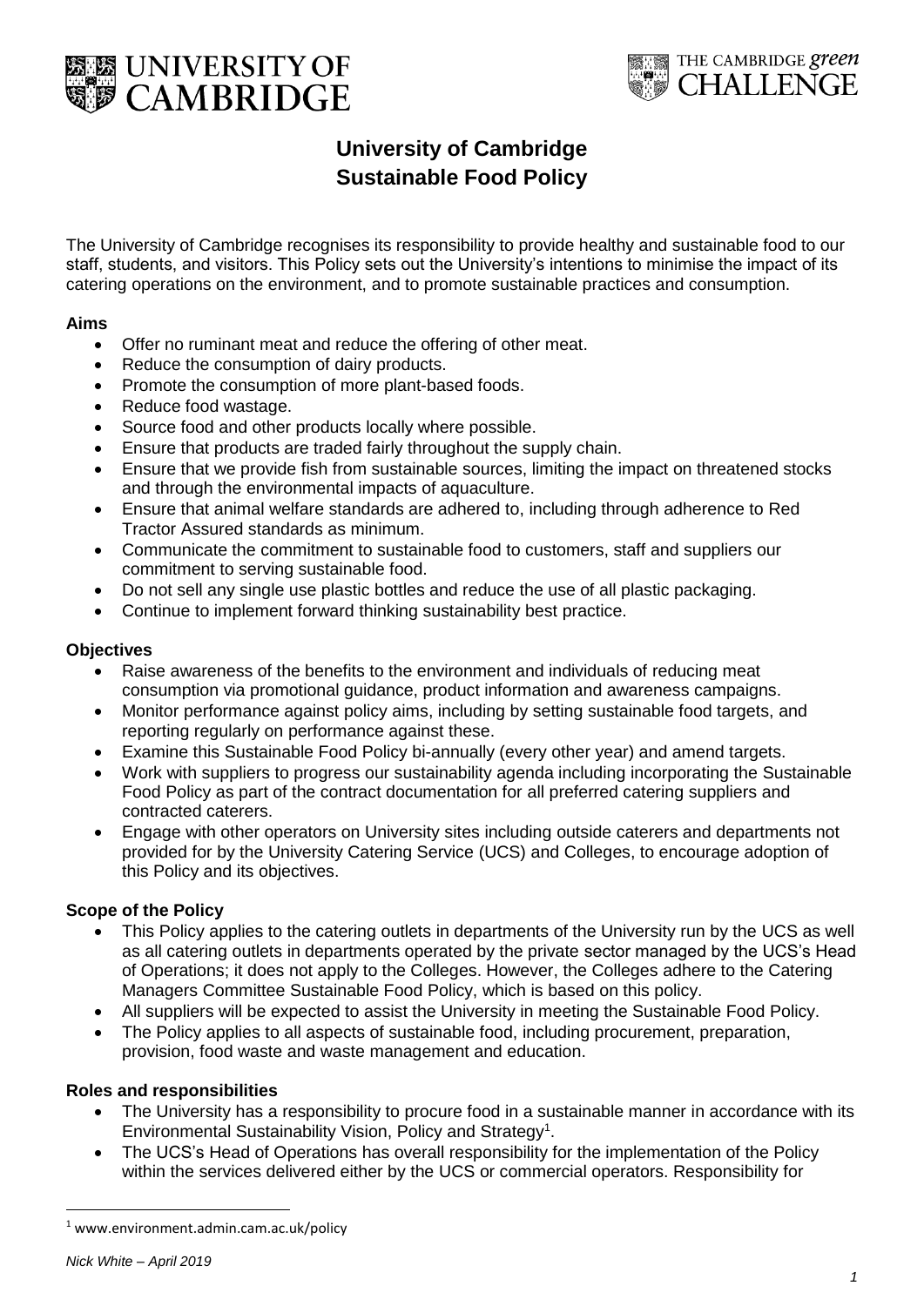# University of Cambridge Sustainable Food Policy

The University of Cambridge recognises its responsibility to provide healthy and sustainable food to our staff, students, and visitors. This Policy sets out the University's intentions to minimise the impact of its catering operations on the environment, and to promote sustainable practices and consumption.

### Aims

- Offer no ruminant meat and reduce the offering of other meat.
- Reduce the consumption of dairy products.
- Promote the consumption of more plant-based foods.
- Reduce food wastage.
- Source food and other products locally where possible.
- Ensure that products are traded fairly throughout the supply chain.
- Ensure that we provide fish from sustainable sources, limiting the impact on threatened stocks and through the environmental impacts of aquaculture.
- Ensure that animal welfare standards are adhered to, including through adherence to Red Tractor Assured standards as minimum.
- Communicate the commitment to sustainable food to customers, staff and suppliers our commitment to serving sustainable food.
- Do not sell any single use plastic bottles and reduce the use of all plastic packaging.
- Continue to implement forward thinking sustainability best practice.

### Objectives

- Raise awareness of the benefits to the environment and individuals of reducing meat consumption via promotional guidance, product information and awareness campaigns.
- Monitor performance against policy aims, including by setting sustainable food targets, and reporting regularly on performance against these.
- Examine this Sustainable Food Policy bi-annually (every other year) and amend targets.
- Work with suppliers to progress our sustainability agenda including incorporating the Sustainable Food Policy as part of the contract documentation for all preferred catering suppliers and contracted caterers.
- Engage with other operators on University sites including outside caterers and departments not provided for by the University Catering Service (UCS) and Colleges, to encourage adoption of this Policy and its objectives.

### Scope of the Policy

- This Policy applies to the catering outlets in departments of the University run by the UCS as well as all catering outlets in departments operated by the private sector managed by the UCS's Head of Operations; it does not apply to the Colleges. However, the Colleges adhere to the Catering Managers Committee Sustainable Food Policy, which is based on this policy.
- All suppliers will be expected to assist the University in meeting the Sustainable Food Policy.
- The Policy applies to all aspects of sustainable food, including procurement, preparation, provision, food waste and waste management and education.

### Roles and responsibilities

- The University has a responsibility to procure food in a sustainable manner in accordance with its Environmental Sustainability Vision, Policy and Strategy[1].
- The UCS's Head of Operations has overall responsibility for the implementation of the Policy within the services delivered either by the UCS or commercial operators. Responsibility for

[1] www.environment.admin.cam.ac.uk/policy

*Nick White – April 2019*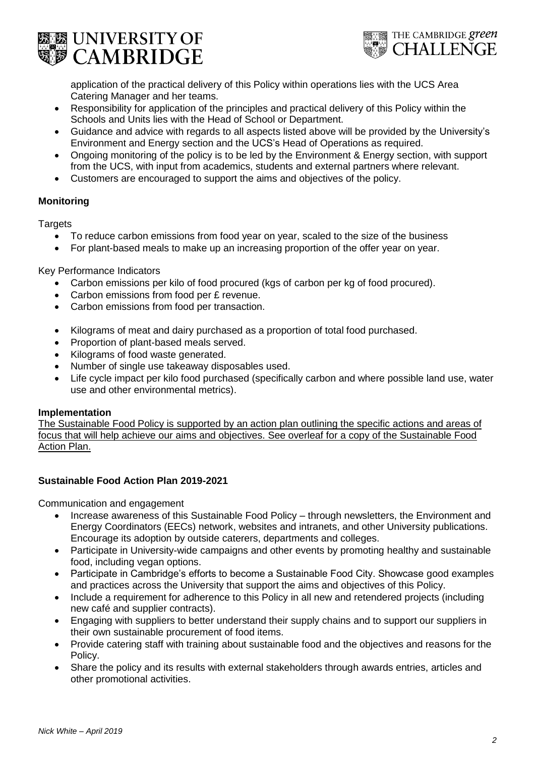application of the practical delivery of this Policy within operations lies with the UCS Area Catering Manager and her teams.

- Responsibility for application of the principles and practical delivery of this Policy within the Schools and Units lies with the Head of School or Department.
- Guidance and advice with regards to all aspects listed above will be provided by the University's Environment and Energy section and the UCS's Head of Operations as required.
- Ongoing monitoring of the policy is to be led by the Environment & Energy section, with support from the UCS, with input from academics, students and external partners where relevant.
- Customers are encouraged to support the aims and objectives of the policy.

**Monitoring**

Targets

- To reduce carbon emissions from food year on year, scaled to the size of the business
- For plant-based meals to make up an increasing proportion of the offer year on year.

Key Performance Indicators

- Carbon emissions per kilo of food procured (kgs of carbon per kg of food procured).
- Carbon emissions from food per £ revenue.
- Carbon emissions from food per transaction.

- Kilograms of meat and dairy purchased as a proportion of total food purchased.
- Proportion of plant-based meals served.
- Kilograms of food waste generated.
- Number of single use takeaway disposables used.
- Life cycle impact per kilo food purchased (specifically carbon and where possible land use, water use and other environmental metrics).

**Implementation**

The Sustainable Food Policy is supported by an action plan outlining the specific actions and areas of focus that will help achieve our aims and objectives. See overleaf for a copy of the Sustainable Food Action Plan.

**Sustainable Food Action Plan 2019-2021**

Communication and engagement

- Increase awareness of this Sustainable Food Policy – through newsletters, the Environment and Energy Coordinators (EECs) network, websites and intranets, and other University publications. Encourage its adoption by outside caterers, departments and colleges.
- Participate in University-wide campaigns and other events by promoting healthy and sustainable food, including vegan options.
- Participate in Cambridge's efforts to become a Sustainable Food City. Showcase good examples and practices across the University that support the aims and objectives of this Policy.
- Include a requirement for adherence to this Policy in all new and retendered projects (including new café and supplier contracts).
- Engaging with suppliers to better understand their supply chains and to support our suppliers in their own sustainable procurement of food items.
- Provide catering staff with training about sustainable food and the objectives and reasons for the Policy.
- Share the policy and its results with external stakeholders through awards entries, articles and other promotional activities.

*Nick White – April 2019*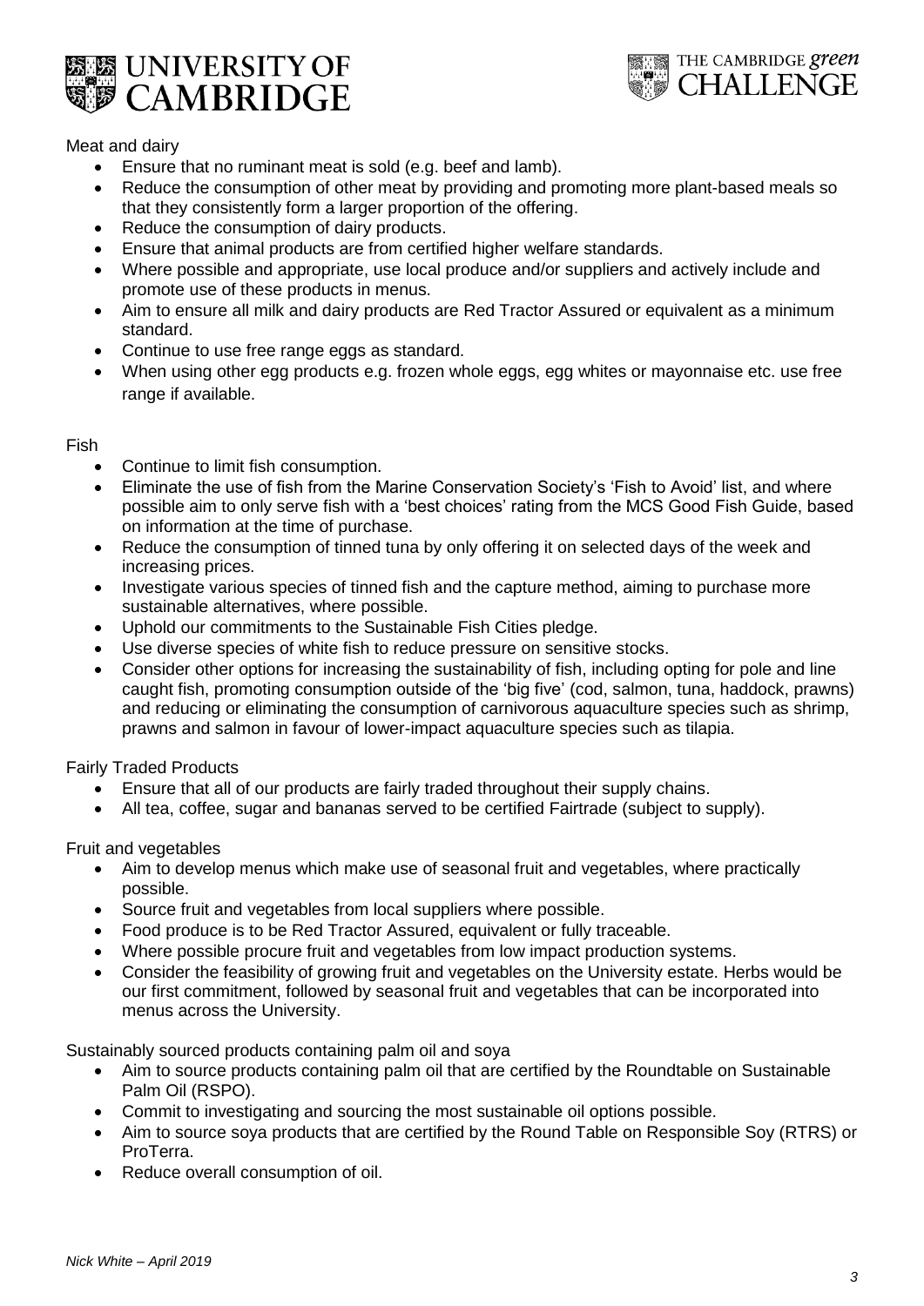Meat and dairy

- Ensure that no ruminant meat is sold (e.g. beef and lamb).
- Reduce the consumption of other meat by providing and promoting more plant-based meals so that they consistently form a larger proportion of the offering.
- Reduce the consumption of dairy products.
- Ensure that animal products are from certified higher welfare standards.
- Where possible and appropriate, use local produce and/or suppliers and actively include and promote use of these products in menus.
- Aim to ensure all milk and dairy products are Red Tractor Assured or equivalent as a minimum standard.
- Continue to use free range eggs as standard.
- When using other egg products e.g. frozen whole eggs, egg whites or mayonnaise etc. use free range if available.

Fish

- Continue to limit fish consumption.
- Eliminate the use of fish from the Marine Conservation Society's 'Fish to Avoid' list, and where possible aim to only serve fish with a 'best choices' rating from the MCS Good Fish Guide, based on information at the time of purchase.
- Reduce the consumption of tinned tuna by only offering it on selected days of the week and increasing prices.
- Investigate various species of tinned fish and the capture method, aiming to purchase more sustainable alternatives, where possible.
- Uphold our commitments to the Sustainable Fish Cities pledge.
- Use diverse species of white fish to reduce pressure on sensitive stocks.
- Consider other options for increasing the sustainability of fish, including opting for pole and line caught fish, promoting consumption outside of the 'big five' (cod, salmon, tuna, haddock, prawns) and reducing or eliminating the consumption of carnivorous aquaculture species such as shrimp, prawns and salmon in favour of lower-impact aquaculture species such as tilapia.

Fairly Traded Products

- Ensure that all of our products are fairly traded throughout their supply chains.
- All tea, coffee, sugar and bananas served to be certified Fairtrade (subject to supply).

Fruit and vegetables

- Aim to develop menus which make use of seasonal fruit and vegetables, where practically possible.
- Source fruit and vegetables from local suppliers where possible.
- Food produce is to be Red Tractor Assured, equivalent or fully traceable.
- Where possible procure fruit and vegetables from low impact production systems.
- Consider the feasibility of growing fruit and vegetables on the University estate. Herbs would be our first commitment, followed by seasonal fruit and vegetables that can be incorporated into menus across the University.

Sustainably sourced products containing palm oil and soya

- Aim to source products containing palm oil that are certified by the Roundtable on Sustainable Palm Oil (RSPO).
- Commit to investigating and sourcing the most sustainable oil options possible.
- Aim to source soya products that are certified by the Round Table on Responsible Soy (RTRS) or ProTerra.
- Reduce overall consumption of oil.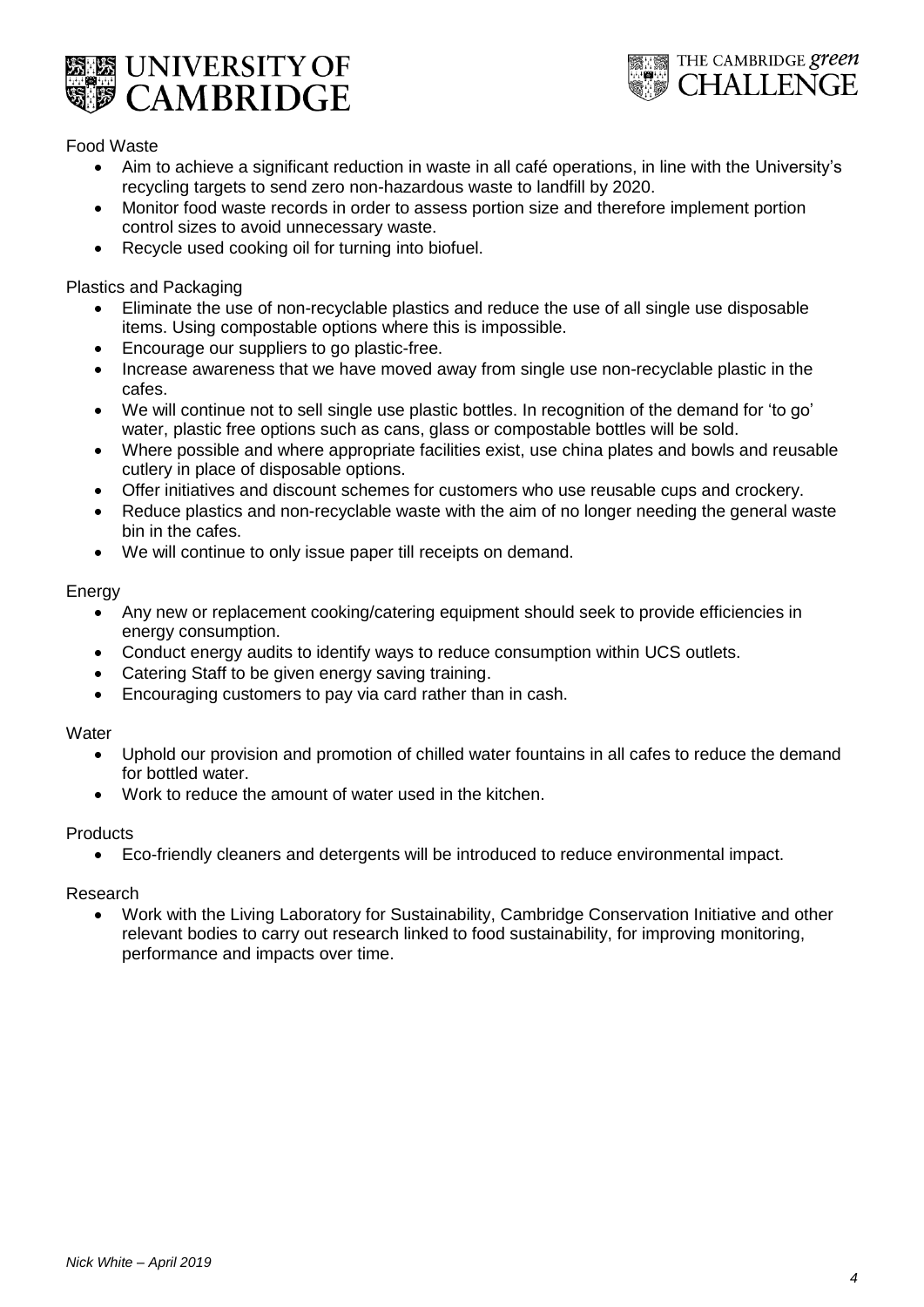Food Waste

- Aim to achieve a significant reduction in waste in all café operations, in line with the University's recycling targets to send zero non-hazardous waste to landfill by 2020.
- Monitor food waste records in order to assess portion size and therefore implement portion control sizes to avoid unnecessary waste.
- Recycle used cooking oil for turning into biofuel.

Plastics and Packaging

- Eliminate the use of non-recyclable plastics and reduce the use of all single use disposable items. Using compostable options where this is impossible.
- Encourage our suppliers to go plastic-free.
- Increase awareness that we have moved away from single use non-recyclable plastic in the cafes.
- We will continue not to sell single use plastic bottles. In recognition of the demand for 'to go' water, plastic free options such as cans, glass or compostable bottles will be sold.
- Where possible and where appropriate facilities exist, use china plates and bowls and reusable cutlery in place of disposable options.
- Offer initiatives and discount schemes for customers who use reusable cups and crockery.
- Reduce plastics and non-recyclable waste with the aim of no longer needing the general waste bin in the cafes.
- We will continue to only issue paper till receipts on demand.

Energy

- Any new or replacement cooking/catering equipment should seek to provide efficiencies in energy consumption.
- Conduct energy audits to identify ways to reduce consumption within UCS outlets.
- Catering Staff to be given energy saving training.
- Encouraging customers to pay via card rather than in cash.

Water

- Uphold our provision and promotion of chilled water fountains in all cafes to reduce the demand for bottled water.
- Work to reduce the amount of water used in the kitchen.

Products

- Eco-friendly cleaners and detergents will be introduced to reduce environmental impact.

Research

- Work with the Living Laboratory for Sustainability, Cambridge Conservation Initiative and other relevant bodies to carry out research linked to food sustainability, for improving monitoring, performance and impacts over time.

*Nick White – April 2019*